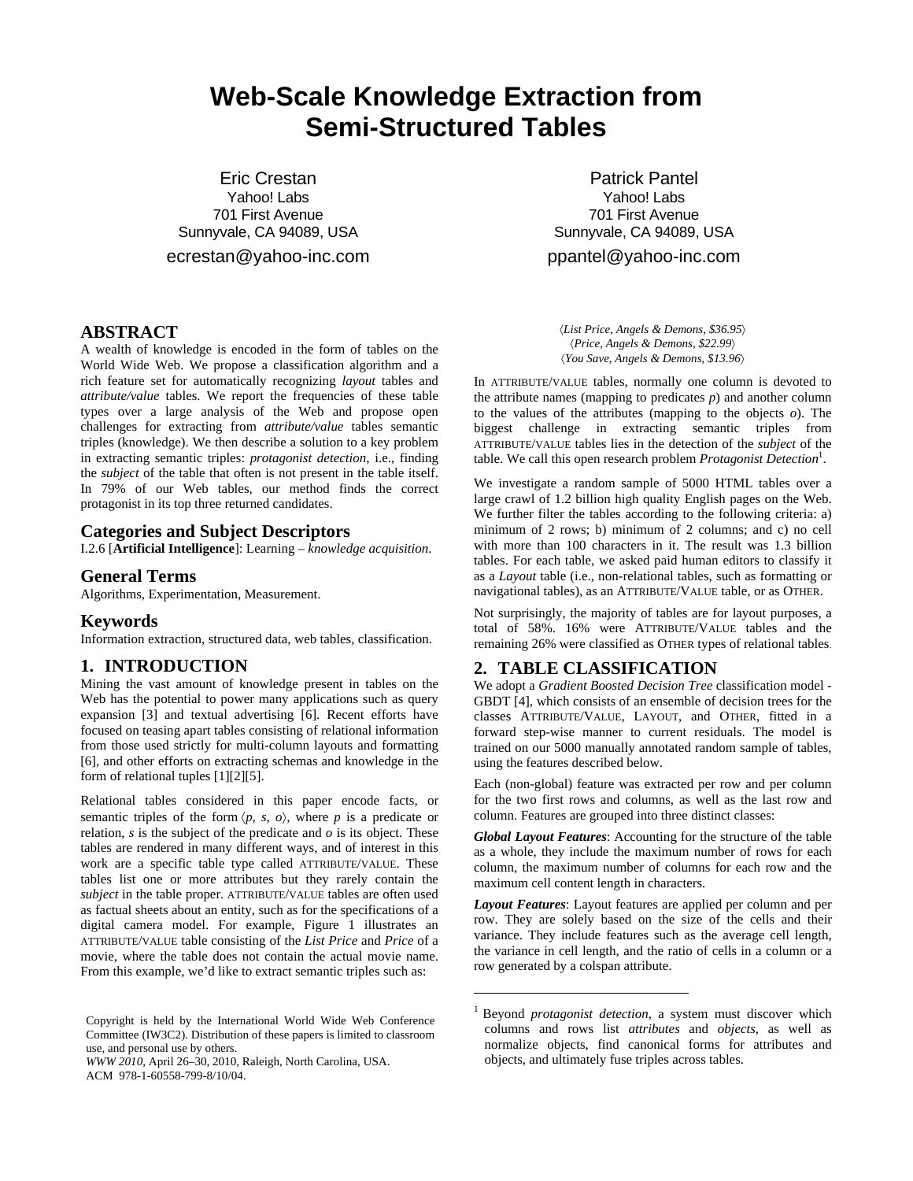# Web-Scale Knowledge Extraction from Semi-Structured Tables

Eric Crestan
Yahoo! Labs
701 First Avenue
Sunnyvale, CA 94089, USA
ecrestan@yahoo-inc.com

Patrick Pantel
Yahoo! Labs
701 First Avenue
Sunnyvale, CA 94089, USA
ppantel@yahoo-inc.com

## ABSTRACT

A wealth of knowledge is encoded in the form of tables on the World Wide Web. We propose a classification algorithm and a rich feature set for automatically recognizing *layout* tables and *attribute/value* tables. We report the frequencies of these table types over a large analysis of the Web and propose open challenges for extracting from *attribute/value* tables semantic triples (knowledge). We then describe a solution to a key problem in extracting semantic triples: *protagonist detection*, i.e., finding the *subject* of the table that often is not present in the table itself. In 79% of our Web tables, our method finds the correct protagonist in its top three returned candidates.

### Categories and Subject Descriptors

I.2.6 [**Artificial Intelligence**]: Learning – *knowledge acquisition*.

### General Terms

Algorithms, Experimentation, Measurement.

### Keywords

Information extraction, structured data, web tables, classification.

## 1. INTRODUCTION

Mining the vast amount of knowledge present in tables on the Web has the potential to power many applications such as query expansion [3] and textual advertising [6]. Recent efforts have focused on teasing apart tables consisting of relational information from those used strictly for multi-column layouts and formatting [6], and other efforts on extracting schemas and knowledge in the form of relational tuples [1][2][5].

Relational tables considered in this paper encode facts, or semantic triples of the form ⟨*p*, *s*, *o*⟩, where *p* is a predicate or relation, *s* is the subject of the predicate and *o* is its object. These tables are rendered in many different ways, and of interest in this work are a specific table type called ATTRIBUTE/VALUE. These tables list one or more attributes but they rarely contain the *subject* in the table proper. ATTRIBUTE/VALUE tables are often used as factual sheets about an entity, such as for the specifications of a digital camera model. For example, Figure 1 illustrates an ATTRIBUTE/VALUE table consisting of the *List Price* and *Price* of a movie, where the table does not contain the actual movie name. From this example, we'd like to extract semantic triples such as:

⟨*List Price*, *Angels & Demons*, *$36.95*⟩
⟨*Price*, *Angels & Demons*, *$22.99*⟩
⟨*You Save*, *Angels & Demons*, *$13.96*⟩

In ATTRIBUTE/VALUE tables, normally one column is devoted to the attribute names (mapping to predicates *p*) and another column to the values of the attributes (mapping to the objects *o*). The biggest challenge in extracting semantic triples from ATTRIBUTE/VALUE tables lies in the detection of the *subject* of the table. We call this open research problem *Protagonist Detection*[1].

We investigate a random sample of 5000 HTML tables over a large crawl of 1.2 billion high quality English pages on the Web. We further filter the tables according to the following criteria: a) minimum of 2 rows; b) minimum of 2 columns; and c) no cell with more than 100 characters in it. The result was 1.3 billion tables. For each table, we asked paid human editors to classify it as a *Layout* table (i.e., non-relational tables, such as formatting or navigational tables), as an ATTRIBUTE/VALUE table, or as OTHER.

Not surprisingly, the majority of tables are for layout purposes, a total of 58%. 16% were ATTRIBUTE/VALUE tables and the remaining 26% were classified as OTHER types of relational tables.

## 2. TABLE CLASSIFICATION

We adopt a *Gradient Boosted Decision Tree* classification model - GBDT [4], which consists of an ensemble of decision trees for the classes ATTRIBUTE/VALUE, LAYOUT, and OTHER, fitted in a forward step-wise manner to current residuals. The model is trained on our 5000 manually annotated random sample of tables, using the features described below.

Each (non-global) feature was extracted per row and per column for the two first rows and columns, as well as the last row and column. Features are grouped into three distinct classes:

***Global Layout Features***: Accounting for the structure of the table as a whole, they include the maximum number of rows for each column, the maximum number of columns for each row and the maximum cell content length in characters.

***Layout Features***: Layout features are applied per column and per row. They are solely based on the size of the cells and their variance. They include features such as the average cell length, the variance in cell length, and the ratio of cells in a column or a row generated by a colspan attribute.

[1] Beyond *protagonist detection*, a system must discover which columns and rows list *attributes* and *objects*, as well as normalize objects, find canonical forms for attributes and objects, and ultimately fuse triples across tables.

Copyright is held by the International World Wide Web Conference Committee (IW3C2). Distribution of these papers is limited to classroom use, and personal use by others.
*WWW 2010*, April 26–30, 2010, Raleigh, North Carolina, USA.
ACM 978-1-60558-799-8/10/04.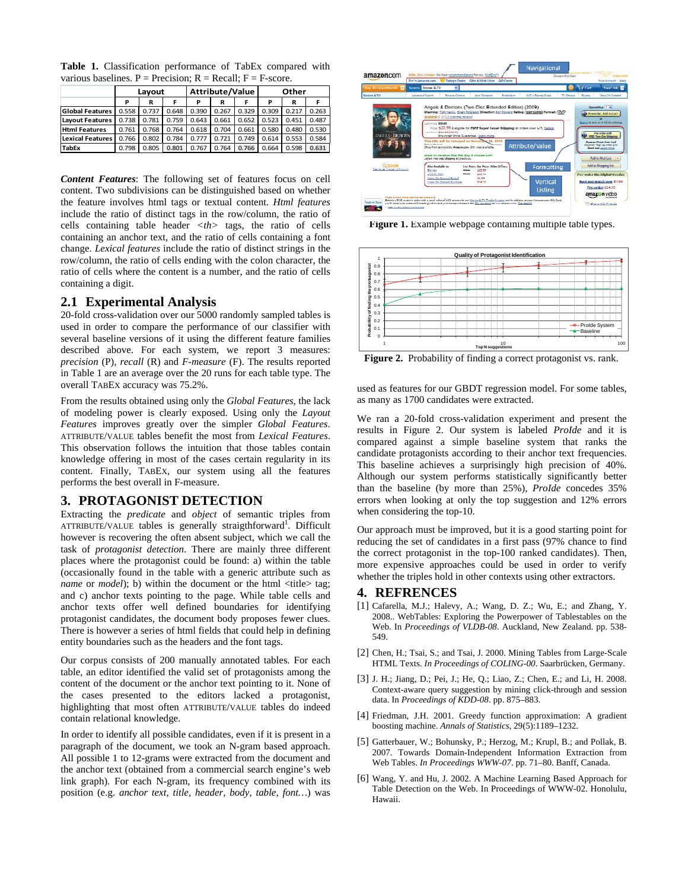**Table 1.** Classification performance of TabEx compared with various baselines. P = Precision; R = Recall; F = F-score.

| | Layout | | | Attribute/Value | | | Other | | |
|---|---|---|---|---|---|---|---|---|---|
| | P | R | F | P | R | F | P | R | F |
| Global Features | 0.558 | 0.737 | 0.648 | 0.390 | 0.267 | 0.329 | 0.309 | 0.217 | 0.263 |
| Layout Features | 0.738 | 0.781 | 0.759 | 0.643 | 0.661 | 0.652 | 0.523 | 0.451 | 0.487 |
| Html Features | 0.761 | 0.768 | 0.764 | 0.618 | 0.704 | 0.661 | 0.580 | 0.480 | 0.530 |
| Lexical Features | 0.766 | 0.802 | 0.784 | 0.777 | 0.721 | 0.749 | 0.614 | 0.553 | 0.584 |
| TabEx | 0.798 | 0.805 | **0.801** | 0.767 | 0.764 | **0.766** | 0.664 | 0.598 | **0.631** |

***Content Features***: The following set of features focus on cell content. Two subdivisions can be distinguished based on whether the feature involves html tags or textual content. *Html features* include the ratio of distinct tags in the row/column, the ratio of cells containing table header *<th>* tags, the ratio of cells containing an anchor text, and the ratio of cells containing a font change. *Lexical features* include the ratio of distinct strings in the row/column, the ratio of cells ending with the colon character, the ratio of cells where the content is a number, and the ratio of cells containing a digit.

## 2.1 Experimental Analysis

20-fold cross-validation over our 5000 randomly sampled tables is used in order to compare the performance of our classifier with several baseline versions of it using the different feature families described above. For each system, we report 3 measures: *precision* (P), *recall* (R) and *F-measure* (F). The results reported in Table 1 are an average over the 20 runs for each table type. The overall TABEX accuracy was 75.2%.

From the results obtained using only the *Global Features*, the lack of modeling power is clearly exposed. Using only the *Layout Features* improves greatly over the simpler *Global Features*. ATTRIBUTE/VALUE tables benefit the most from *Lexical Features*. This observation follows the intuition that those tables contain knowledge offering in most of the cases certain regularity in its content. Finally, TABEX, our system using all the features performs the best overall in F-measure.

## 3. PROTAGONIST DETECTION

Extracting the *predicate* and *object* of semantic triples from ATTRIBUTE/VALUE tables is generally straightforward[1]. Difficult however is recovering the often absent subject, which we call the task of *protagonist detection*. There are mainly three different places where the protagonist could be found: a) within the table (occasionally found in the table with a generic attribute such as *name* or *model*); b) within the document or the html <title> tag; and c) anchor texts pointing to the page. While table cells and anchor texts offer well defined boundaries for identifying protagonist candidates, the document body proposes fewer clues. There is however a series of html fields that could help in defining entity boundaries such as the headers and the font tags.

Our corpus consists of 200 manually annotated tables. For each table, an editor identified the valid set of protagonists among the content of the document or the anchor text pointing to it. None of the cases presented to the editors lacked a protagonist, highlighting that most often ATTRIBUTE/VALUE tables do indeed contain relational knowledge.

In order to identify all possible candidates, even if it is present in a paragraph of the document, we took an N-gram based approach. All possible 1 to 12-grams were extracted from the document and the anchor text (obtained from a commercial search engine's web link graph). For each N-gram, its frequency combined with its position (e.g. *anchor text, title, header, body, table, font…*) was used as features for our GBDT regression model. For some tables, as many as 1700 candidates were extracted.

**Figure 1.** Example webpage containing multiple table types.

Quality of Protagonist Identification
Probability of finding the protagonist
Top N suggestions
ProIde System
Baseline

**Figure 2.** Probability of finding a correct protagonist vs. rank.

We ran a 20-fold cross-validation experiment and present the results in Figure 2. Our system is labeled *ProIde* and it is compared against a simple baseline system that ranks the candidate protagonists according to their anchor text frequencies. This baseline achieves a surprisingly high precision of 40%. Although our system performs statistically significantly better than the baseline (by more than 25%), *ProIde* concedes 35% errors when looking at only the top suggestion and 12% errors when considering the top-10.

Our approach must be improved, but it is a good starting point for reducing the set of candidates in a first pass (97% chance to find the correct protagonist in the top-100 ranked candidates). Then, more expensive approaches could be used in order to verify whether the triples hold in other contexts using other extractors.

## 4. REFRENCES

[1] Cafarella, M.J.; Halevy, A.; Wang, D. Z.; Wu, E.; and Zhang, Y. 2008.. WebTables: Exploring the Powerpower of Tablestables on the Web. In *Proceedings of VLDB-08*. Auckland, New Zealand. pp. 538-549.

[2] Chen, H.; Tsai, S.; and Tsai, J. 2000. Mining Tables from Large-Scale HTML Texts. *In Proceedings of COLING-00*. Saarbrücken, Germany.

[3] J. H.; Jiang, D.; Pei, J.; He, Q.; Liao, Z.; Chen, E.; and Li, H. 2008. Context-aware query suggestion by mining click-through and session data. In *Proceedings of KDD-08*. pp. 875–883.

[4] Friedman, J.H. 2001. Greedy function approximation: A gradient boosting machine. *Annals of Statistics*, 29(5):1189–1232.

[5] Gatterbauer, W.; Bohunsky, P.; Herzog, M.; Krupl, B.; and Pollak, B. 2007. Towards Domain-Independent Information Extraction from Web Tables. *In Proceedings WWW-07*. pp. 71–80. Banff, Canada.

[6] Wang, Y. and Hu, J. 2002. A Machine Learning Based Approach for Table Detection on the Web. In Proceedings of WWW-02. Honolulu, Hawaii.